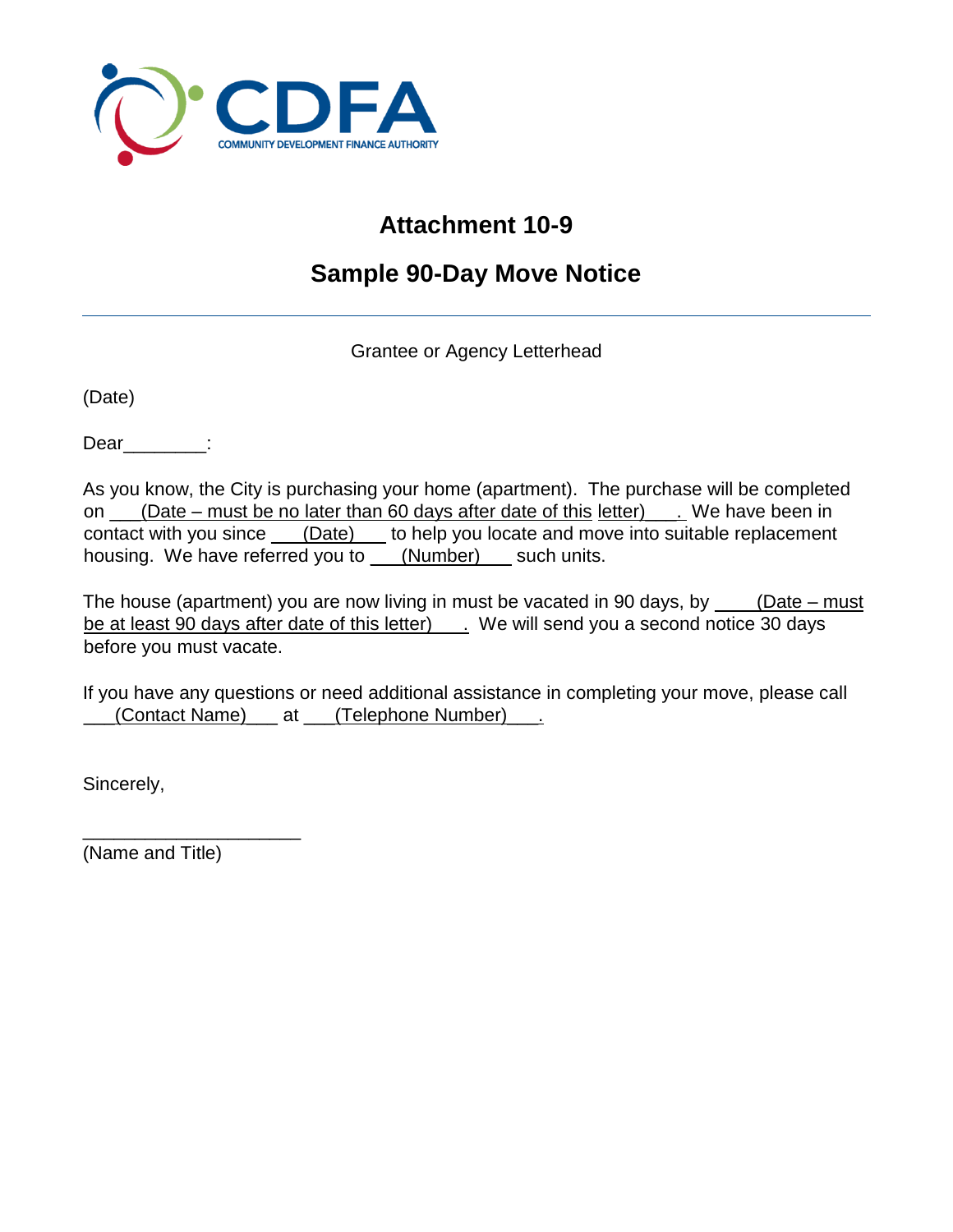CDFA
COMMUNITY DEVELOPMENT FINANCE AUTHORITY

# Attachment 10-9

## Sample 90-Day Move Notice

---

Grantee or Agency Letterhead

(Date)

Dear________:

As you know, the City is purchasing your home (apartment). The purchase will be completed on ___(Date – must be no later than 60 days after date of this letter)___. We have been in contact with you since ___(Date)___ to help you locate and move into suitable replacement housing. We have referred you to ___(Number)___ such units.

The house (apartment) you are now living in must be vacated in 90 days, by ____(Date – must be at least 90 days after date of this letter)___. We will send you a second notice 30 days before you must vacate.

If you have any questions or need additional assistance in completing your move, please call ___(Contact Name)___ at ___(Telephone Number)___.

Sincerely,

_____________________
(Name and Title)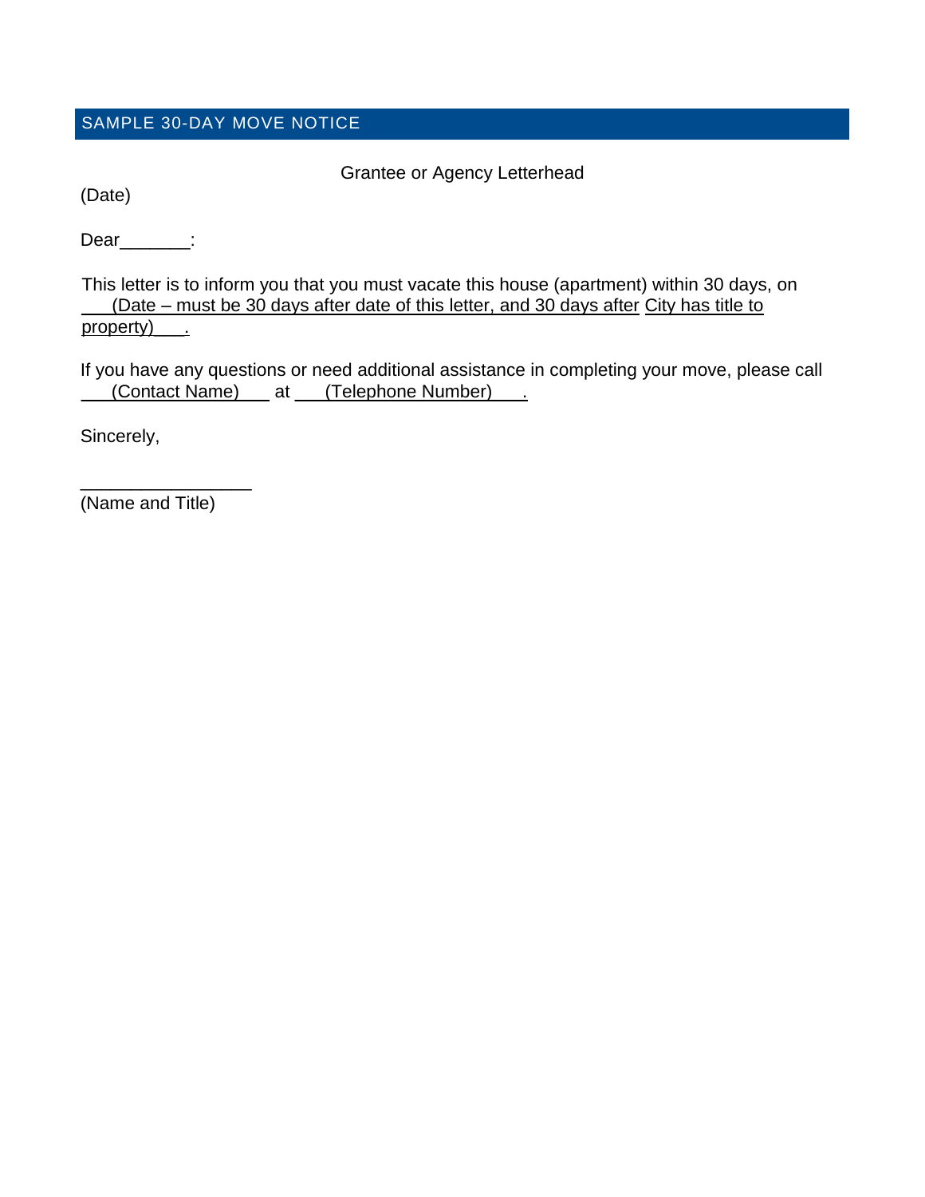## SAMPLE 30-DAY MOVE NOTICE

Grantee or Agency Letterhead

(Date)

Dear_______:

This letter is to inform you that you must vacate this house (apartment) within 30 days, on ___(Date – must be 30 days after date of this letter, and 30 days after City has title to property)___.

If you have any questions or need additional assistance in completing your move, please call ___(Contact Name)___ at ___(Telephone Number)___.

Sincerely,

_________________
(Name and Title)